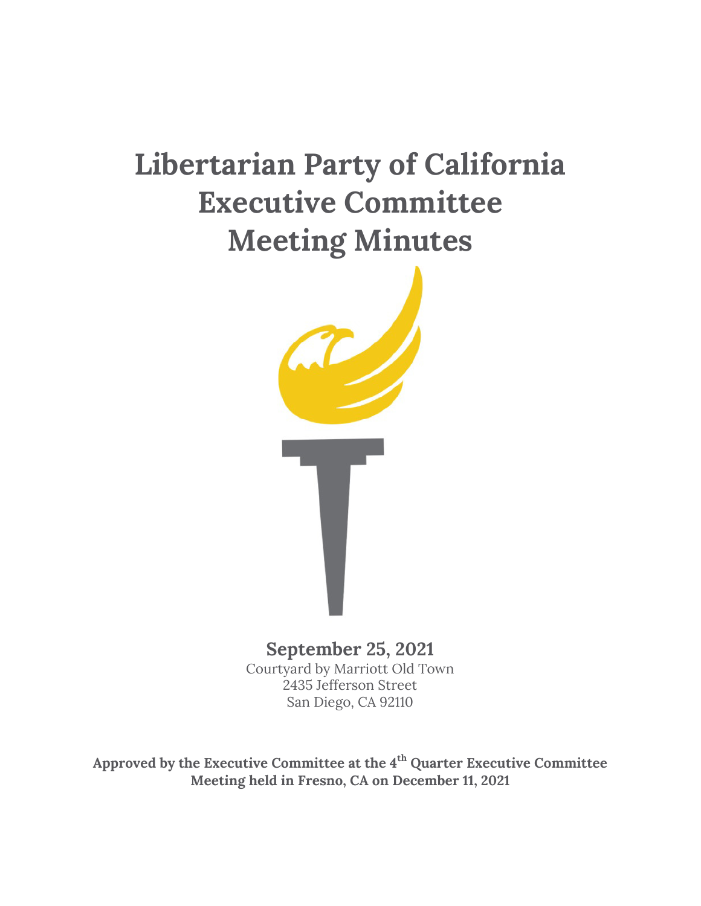# Libertarian Party of California Executive Committee Meeting Minutes

**September 25, 2021**

Courtyard by Marriott Old Town
2435 Jefferson Street
San Diego, CA 92110

**Approved by the Executive Committee at the 4th Quarter Executive Committee Meeting held in Fresno, CA on December 11, 2021**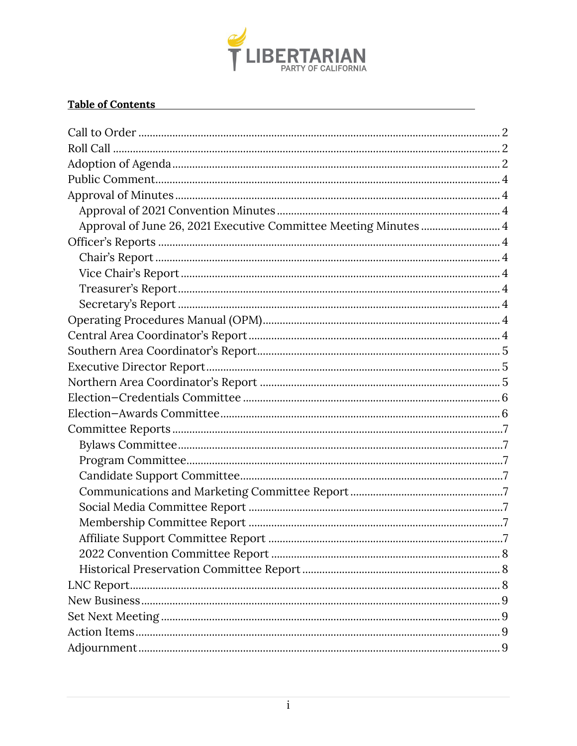**Table of Contents**

- Call to Order ... 2
- Roll Call ... 2
- Adoption of Agenda ... 2
- Public Comment ... 4
- Approval of Minutes ... 4
  - Approval of 2021 Convention Minutes ... 4
  - Approval of June 26, 2021 Executive Committee Meeting Minutes ... 4
- Officer's Reports ... 4
  - Chair's Report ... 4
  - Vice Chair's Report ... 4
  - Treasurer's Report ... 4
  - Secretary's Report ... 4
- Operating Procedures Manual (OPM) ... 4
- Central Area Coordinator's Report ... 4
- Southern Area Coordinator's Report ... 5
- Executive Director Report ... 5
- Northern Area Coordinator's Report ... 5
- Election–Credentials Committee ... 6
- Election–Awards Committee ... 6
- Committee Reports ... 7
  - Bylaws Committee ... 7
  - Program Committee ... 7
  - Candidate Support Committee ... 7
  - Communications and Marketing Committee Report ... 7
  - Social Media Committee Report ... 7
  - Membership Committee Report ... 7
  - Affiliate Support Committee Report ... 7
  - 2022 Convention Committee Report ... 8
  - Historical Preservation Committee Report ... 8
- LNC Report ... 8
- New Business ... 9
- Set Next Meeting ... 9
- Action Items ... 9
- Adjournment ... 9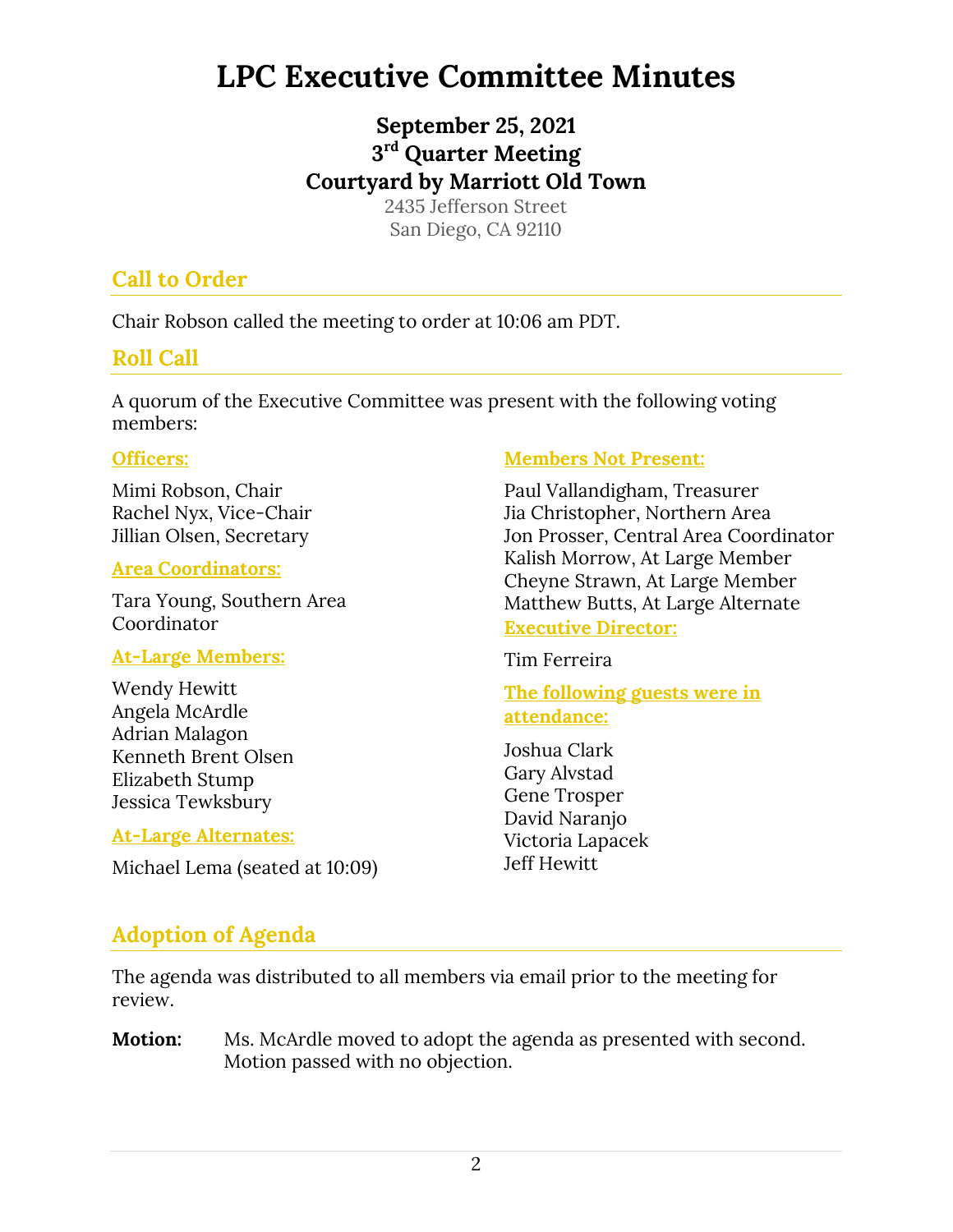# LPC Executive Committee Minutes

**September 25, 2021**
**3rd Quarter Meeting**
**Courtyard by Marriott Old Town**
2435 Jefferson Street
San Diego, CA 92110

## Call to Order

Chair Robson called the meeting to order at 10:06 am PDT.

## Roll Call

A quorum of the Executive Committee was present with the following voting members:

### Officers:

Mimi Robson, Chair
Rachel Nyx, Vice-Chair
Jillian Olsen, Secretary

### Area Coordinators:

Tara Young, Southern Area Coordinator

### At-Large Members:

Wendy Hewitt
Angela McArdle
Adrian Malagon
Kenneth Brent Olsen
Elizabeth Stump
Jessica Tewksbury

### At-Large Alternates:

Michael Lema (seated at 10:09)

### Members Not Present:

Paul Vallandigham, Treasurer
Jia Christopher, Northern Area
Jon Prosser, Central Area Coordinator
Kalish Morrow, At Large Member
Cheyne Strawn, At Large Member
Matthew Butts, At Large Alternate

### Executive Director:

Tim Ferreira

### The following guests were in attendance:

Joshua Clark
Gary Alvstad
Gene Trosper
David Naranjo
Victoria Lapacek
Jeff Hewitt

## Adoption of Agenda

The agenda was distributed to all members via email prior to the meeting for review.

**Motion:** Ms. McArdle moved to adopt the agenda as presented with second. Motion passed with no objection.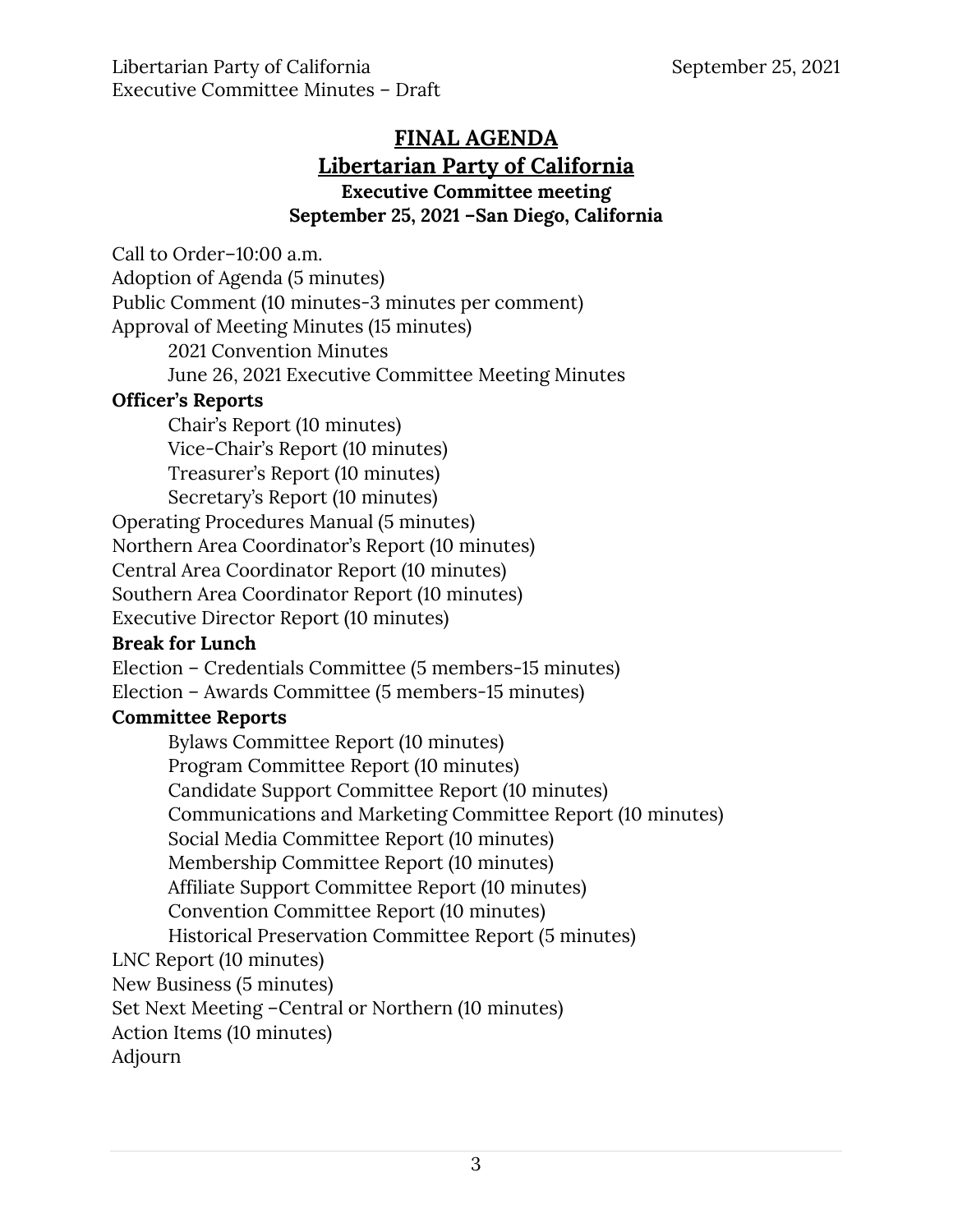# FINAL AGENDA

## Libertarian Party of California

**Executive Committee meeting**
**September 25, 2021 –San Diego, California**

Call to Order–10:00 a.m.
Adoption of Agenda (5 minutes)
Public Comment (10 minutes-3 minutes per comment)
Approval of Meeting Minutes (15 minutes)
- 2021 Convention Minutes
- June 26, 2021 Executive Committee Meeting Minutes

**Officer's Reports**
- Chair's Report (10 minutes)
- Vice-Chair's Report (10 minutes)
- Treasurer's Report (10 minutes)
- Secretary's Report (10 minutes)

Operating Procedures Manual (5 minutes)
Northern Area Coordinator's Report (10 minutes)
Central Area Coordinator Report (10 minutes)
Southern Area Coordinator Report (10 minutes)
Executive Director Report (10 minutes)

**Break for Lunch**

Election – Credentials Committee (5 members-15 minutes)
Election – Awards Committee (5 members-15 minutes)

**Committee Reports**
- Bylaws Committee Report (10 minutes)
- Program Committee Report (10 minutes)
- Candidate Support Committee Report (10 minutes)
- Communications and Marketing Committee Report (10 minutes)
- Social Media Committee Report (10 minutes)
- Membership Committee Report (10 minutes)
- Affiliate Support Committee Report (10 minutes)
- Convention Committee Report (10 minutes)
- Historical Preservation Committee Report (5 minutes)

LNC Report (10 minutes)
New Business (5 minutes)
Set Next Meeting –Central or Northern (10 minutes)
Action Items (10 minutes)
Adjourn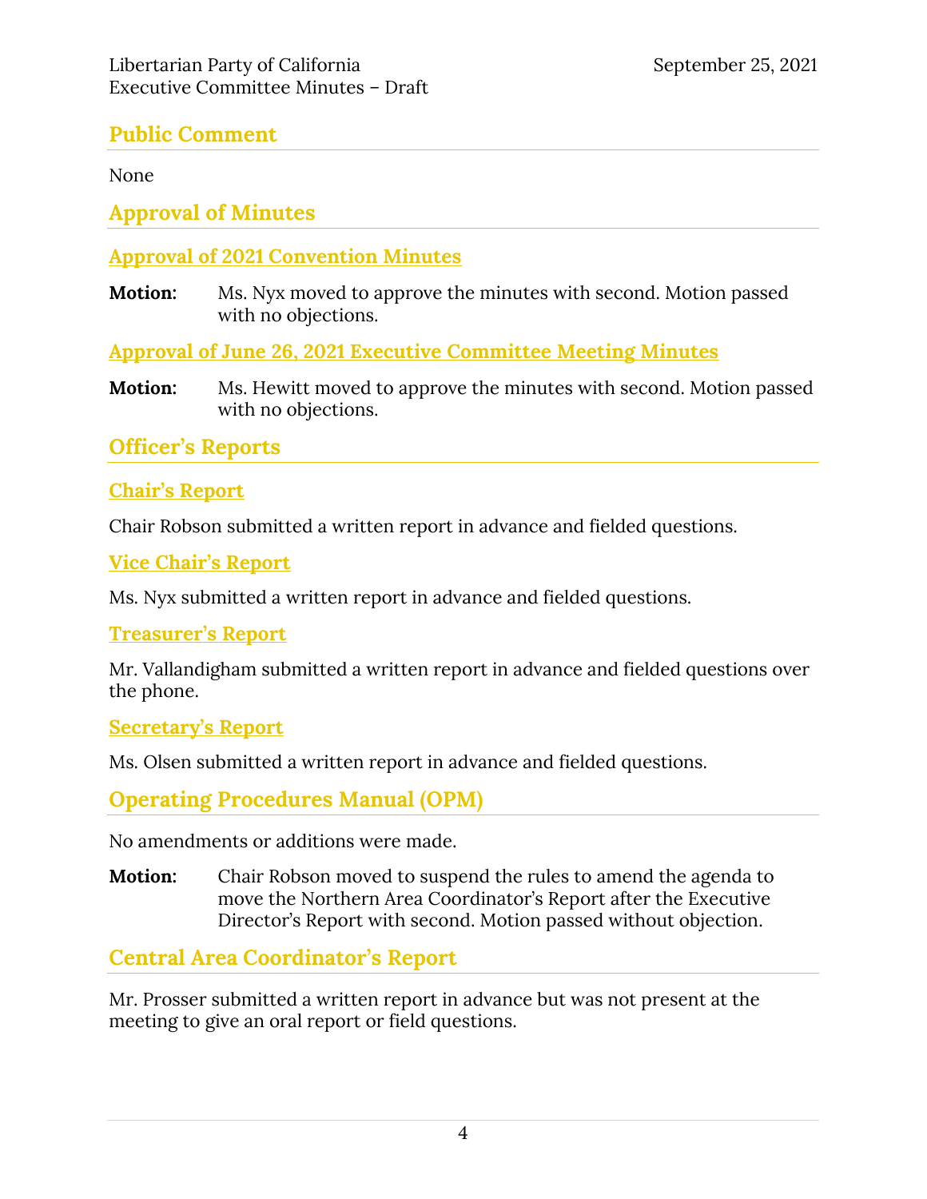## Public Comment

None

## Approval of Minutes

### Approval of 2021 Convention Minutes

**Motion:** Ms. Nyx moved to approve the minutes with second. Motion passed with no objections.

### Approval of June 26, 2021 Executive Committee Meeting Minutes

**Motion:** Ms. Hewitt moved to approve the minutes with second. Motion passed with no objections.

## Officer's Reports

### Chair's Report

Chair Robson submitted a written report in advance and fielded questions.

### Vice Chair's Report

Ms. Nyx submitted a written report in advance and fielded questions.

### Treasurer's Report

Mr. Vallandigham submitted a written report in advance and fielded questions over the phone.

### Secretary's Report

Ms. Olsen submitted a written report in advance and fielded questions.

## Operating Procedures Manual (OPM)

No amendments or additions were made.

**Motion:** Chair Robson moved to suspend the rules to amend the agenda to move the Northern Area Coordinator's Report after the Executive Director's Report with second. Motion passed without objection.

## Central Area Coordinator's Report

Mr. Prosser submitted a written report in advance but was not present at the meeting to give an oral report or field questions.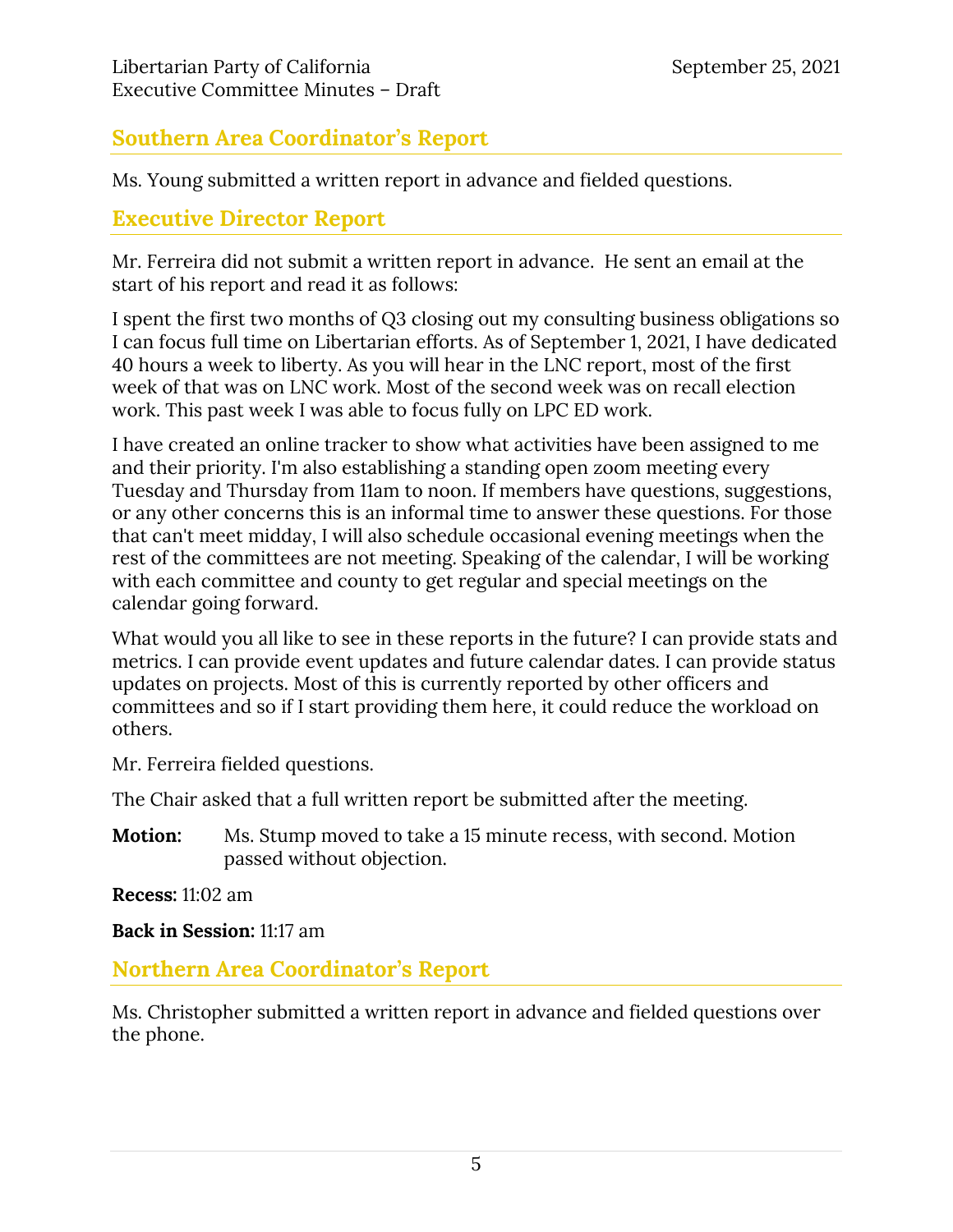## Southern Area Coordinator's Report

Ms. Young submitted a written report in advance and fielded questions.

## Executive Director Report

Mr. Ferreira did not submit a written report in advance. He sent an email at the start of his report and read it as follows:

I spent the first two months of Q3 closing out my consulting business obligations so I can focus full time on Libertarian efforts. As of September 1, 2021, I have dedicated 40 hours a week to liberty. As you will hear in the LNC report, most of the first week of that was on LNC work. Most of the second week was on recall election work. This past week I was able to focus fully on LPC ED work.

I have created an online tracker to show what activities have been assigned to me and their priority. I'm also establishing a standing open zoom meeting every Tuesday and Thursday from 11am to noon. If members have questions, suggestions, or any other concerns this is an informal time to answer these questions. For those that can't meet midday, I will also schedule occasional evening meetings when the rest of the committees are not meeting. Speaking of the calendar, I will be working with each committee and county to get regular and special meetings on the calendar going forward.

What would you all like to see in these reports in the future? I can provide stats and metrics. I can provide event updates and future calendar dates. I can provide status updates on projects. Most of this is currently reported by other officers and committees and so if I start providing them here, it could reduce the workload on others.

Mr. Ferreira fielded questions.

The Chair asked that a full written report be submitted after the meeting.

**Motion:** Ms. Stump moved to take a 15 minute recess, with second. Motion passed without objection.

**Recess:** 11:02 am

**Back in Session:** 11:17 am

## Northern Area Coordinator's Report

Ms. Christopher submitted a written report in advance and fielded questions over the phone.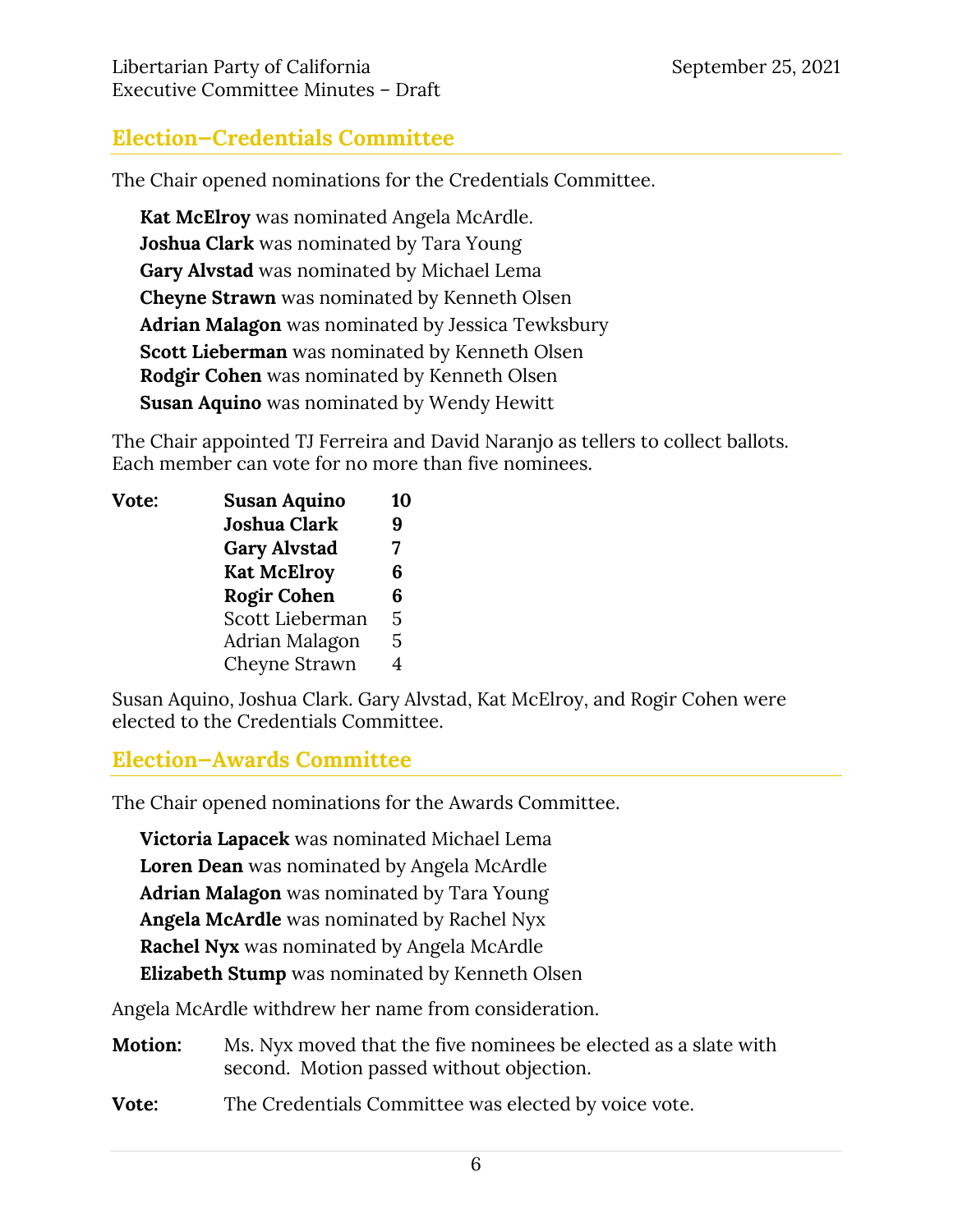## Election–Credentials Committee

The Chair opened nominations for the Credentials Committee.

**Kat McElroy** was nominated Angela McArdle.
**Joshua Clark** was nominated by Tara Young
**Gary Alvstad** was nominated by Michael Lema
**Cheyne Strawn** was nominated by Kenneth Olsen
**Adrian Malagon** was nominated by Jessica Tewksbury
**Scott Lieberman** was nominated by Kenneth Olsen
**Rodgir Cohen** was nominated by Kenneth Olsen
**Susan Aquino** was nominated by Wendy Hewitt

The Chair appointed TJ Ferreira and David Naranjo as tellers to collect ballots. Each member can vote for no more than five nominees.

| **Vote:** | | |
|---|---|---|
| | **Susan Aquino** | **10** |
| | **Joshua Clark** | **9** |
| | **Gary Alvstad** | **7** |
| | **Kat McElroy** | **6** |
| | **Rogir Cohen** | **6** |
| | Scott Lieberman | 5 |
| | Adrian Malagon | 5 |
| | Cheyne Strawn | 4 |

Susan Aquino, Joshua Clark. Gary Alvstad, Kat McElroy, and Rogir Cohen were elected to the Credentials Committee.

## Election–Awards Committee

The Chair opened nominations for the Awards Committee.

**Victoria Lapacek** was nominated Michael Lema
**Loren Dean** was nominated by Angela McArdle
**Adrian Malagon** was nominated by Tara Young
**Angela McArdle** was nominated by Rachel Nyx
**Rachel Nyx** was nominated by Angela McArdle
**Elizabeth Stump** was nominated by Kenneth Olsen

Angela McArdle withdrew her name from consideration.

**Motion:** Ms. Nyx moved that the five nominees be elected as a slate with second. Motion passed without objection.

**Vote:** The Credentials Committee was elected by voice vote.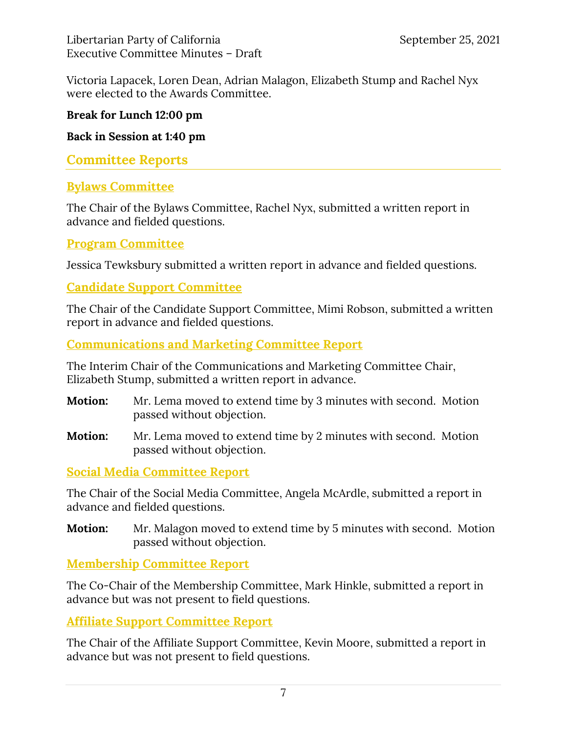Victoria Lapacek, Loren Dean, Adrian Malagon, Elizabeth Stump and Rachel Nyx were elected to the Awards Committee.

**Break for Lunch 12:00 pm**

**Back in Session at 1:40 pm**

## Committee Reports

### Bylaws Committee

The Chair of the Bylaws Committee, Rachel Nyx, submitted a written report in advance and fielded questions.

### Program Committee

Jessica Tewksbury submitted a written report in advance and fielded questions.

### Candidate Support Committee

The Chair of the Candidate Support Committee, Mimi Robson, submitted a written report in advance and fielded questions.

### Communications and Marketing Committee Report

The Interim Chair of the Communications and Marketing Committee Chair, Elizabeth Stump, submitted a written report in advance.

**Motion:** Mr. Lema moved to extend time by 3 minutes with second. Motion passed without objection.

**Motion:** Mr. Lema moved to extend time by 2 minutes with second. Motion passed without objection.

### Social Media Committee Report

The Chair of the Social Media Committee, Angela McArdle, submitted a report in advance and fielded questions.

**Motion:** Mr. Malagon moved to extend time by 5 minutes with second. Motion passed without objection.

### Membership Committee Report

The Co-Chair of the Membership Committee, Mark Hinkle, submitted a report in advance but was not present to field questions.

### Affiliate Support Committee Report

The Chair of the Affiliate Support Committee, Kevin Moore, submitted a report in advance but was not present to field questions.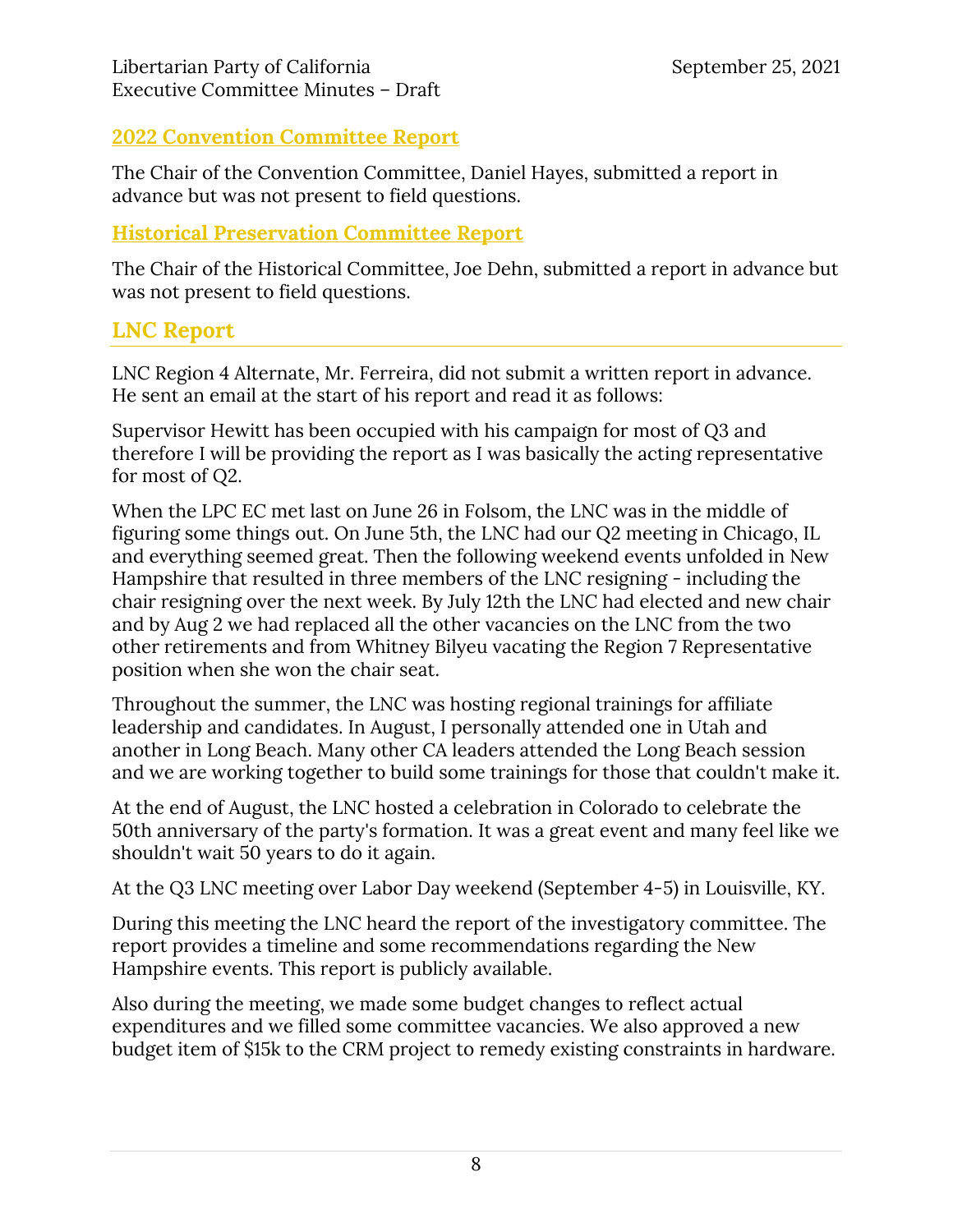## 2022 Convention Committee Report

The Chair of the Convention Committee, Daniel Hayes, submitted a report in advance but was not present to field questions.

## Historical Preservation Committee Report

The Chair of the Historical Committee, Joe Dehn, submitted a report in advance but was not present to field questions.

## LNC Report

LNC Region 4 Alternate, Mr. Ferreira, did not submit a written report in advance. He sent an email at the start of his report and read it as follows:

Supervisor Hewitt has been occupied with his campaign for most of Q3 and therefore I will be providing the report as I was basically the acting representative for most of Q2.

When the LPC EC met last on June 26 in Folsom, the LNC was in the middle of figuring some things out. On June 5th, the LNC had our Q2 meeting in Chicago, IL and everything seemed great. Then the following weekend events unfolded in New Hampshire that resulted in three members of the LNC resigning - including the chair resigning over the next week. By July 12th the LNC had elected and new chair and by Aug 2 we had replaced all the other vacancies on the LNC from the two other retirements and from Whitney Bilyeu vacating the Region 7 Representative position when she won the chair seat.

Throughout the summer, the LNC was hosting regional trainings for affiliate leadership and candidates. In August, I personally attended one in Utah and another in Long Beach. Many other CA leaders attended the Long Beach session and we are working together to build some trainings for those that couldn't make it.

At the end of August, the LNC hosted a celebration in Colorado to celebrate the 50th anniversary of the party's formation. It was a great event and many feel like we shouldn't wait 50 years to do it again.

At the Q3 LNC meeting over Labor Day weekend (September 4-5) in Louisville, KY.

During this meeting the LNC heard the report of the investigatory committee. The report provides a timeline and some recommendations regarding the New Hampshire events. This report is publicly available.

Also during the meeting, we made some budget changes to reflect actual expenditures and we filled some committee vacancies. We also approved a new budget item of $15k to the CRM project to remedy existing constraints in hardware.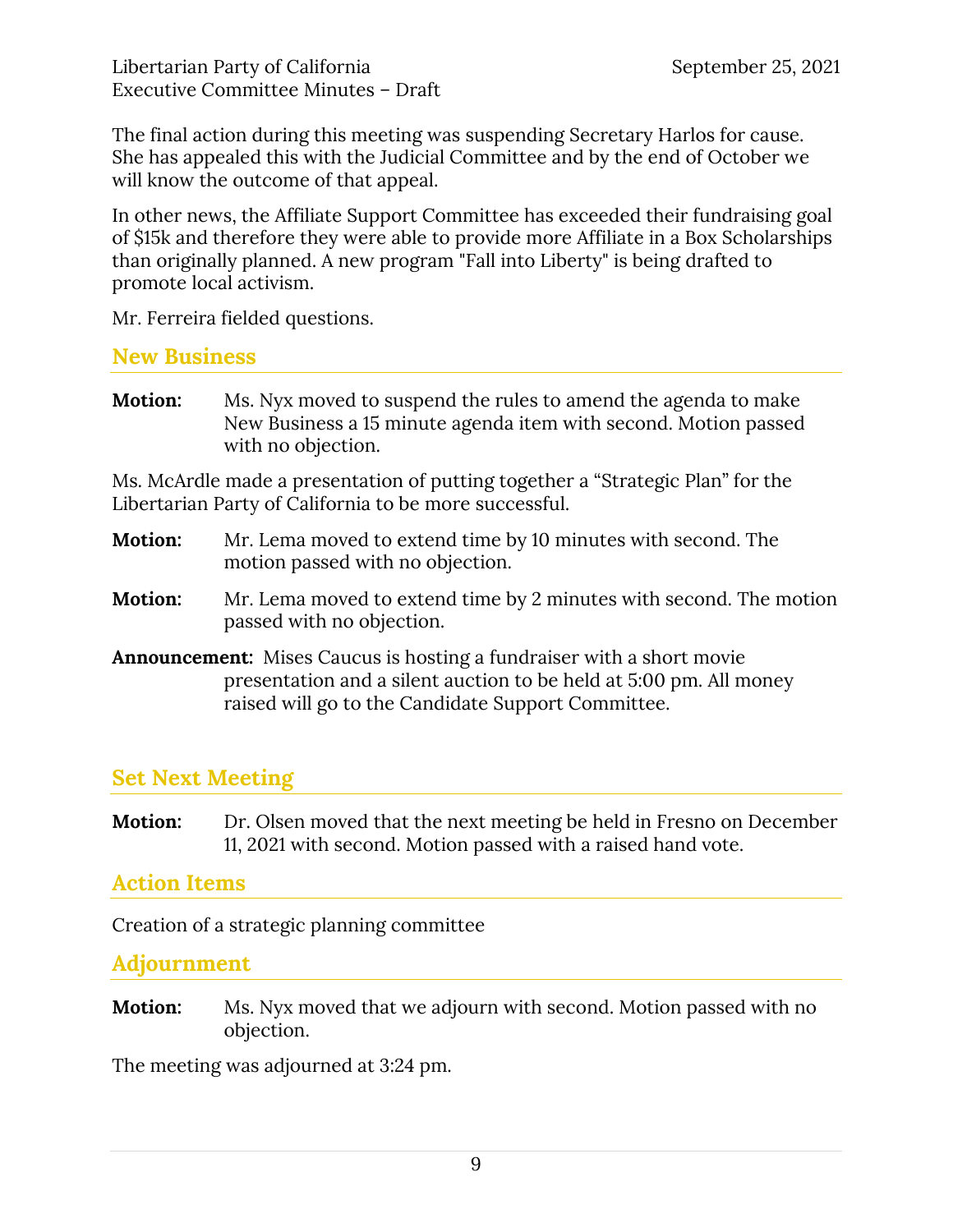The final action during this meeting was suspending Secretary Harlos for cause. She has appealed this with the Judicial Committee and by the end of October we will know the outcome of that appeal.

In other news, the Affiliate Support Committee has exceeded their fundraising goal of $15k and therefore they were able to provide more Affiliate in a Box Scholarships than originally planned. A new program "Fall into Liberty" is being drafted to promote local activism.

Mr. Ferreira fielded questions.

## New Business

**Motion:** Ms. Nyx moved to suspend the rules to amend the agenda to make New Business a 15 minute agenda item with second. Motion passed with no objection.

Ms. McArdle made a presentation of putting together a “Strategic Plan” for the Libertarian Party of California to be more successful.

**Motion:** Mr. Lema moved to extend time by 10 minutes with second. The motion passed with no objection.

**Motion:** Mr. Lema moved to extend time by 2 minutes with second. The motion passed with no objection.

**Announcement:** Mises Caucus is hosting a fundraiser with a short movie presentation and a silent auction to be held at 5:00 pm. All money raised will go to the Candidate Support Committee.

## Set Next Meeting

**Motion:** Dr. Olsen moved that the next meeting be held in Fresno on December 11, 2021 with second. Motion passed with a raised hand vote.

## Action Items

Creation of a strategic planning committee

## Adjournment

**Motion:** Ms. Nyx moved that we adjourn with second. Motion passed with no objection.

The meeting was adjourned at 3:24 pm.